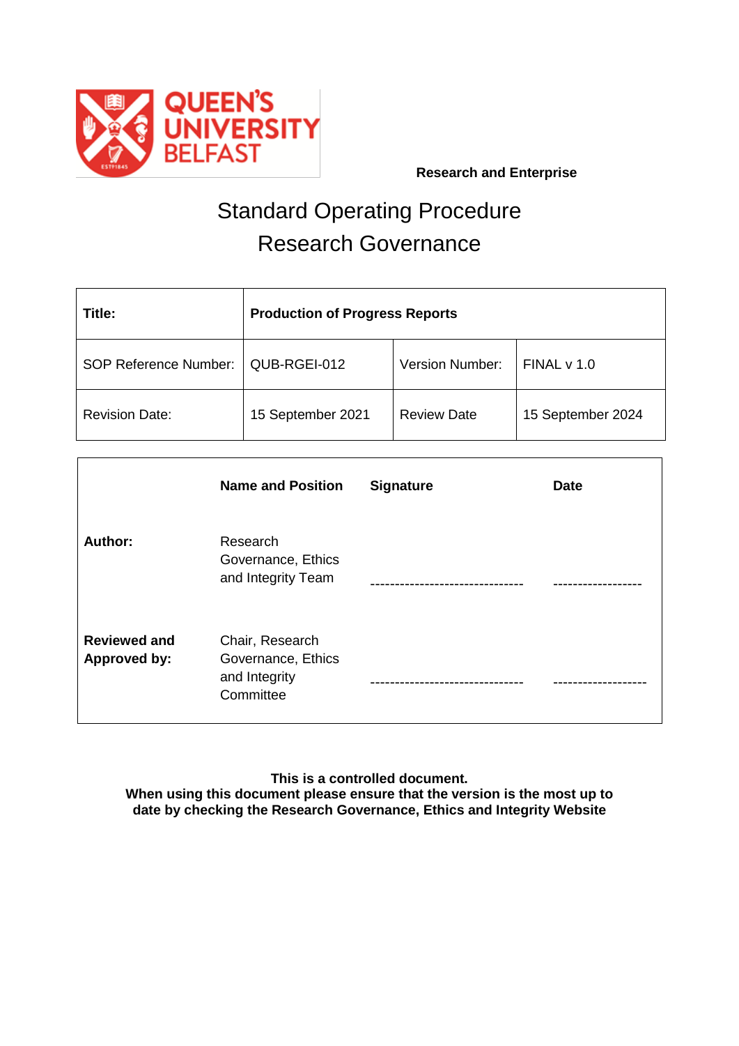**Research and Enterprise**

# Standard Operating Procedure
# Research Governance

| **Title:** | **Production of Progress Reports** | | |
|---|---|---|---|
| SOP Reference Number: | QUB-RGEI-012 | Version Number: | FINAL v 1.0 |
| Revision Date: | 15 September 2021 | Review Date | 15 September 2024 |

| | **Name and Position** | **Signature** | **Date** |
|---|---|---|---|
| **Author:** | Research Governance, Ethics and Integrity Team | ------------------------------- | ------------------ |
| **Reviewed and Approved by:** | Chair, Research Governance, Ethics and Integrity Committee | ------------------------------- | ------------------- |

**This is a controlled document.**
**When using this document please ensure that the version is the most up to date by checking the Research Governance, Ethics and Integrity Website**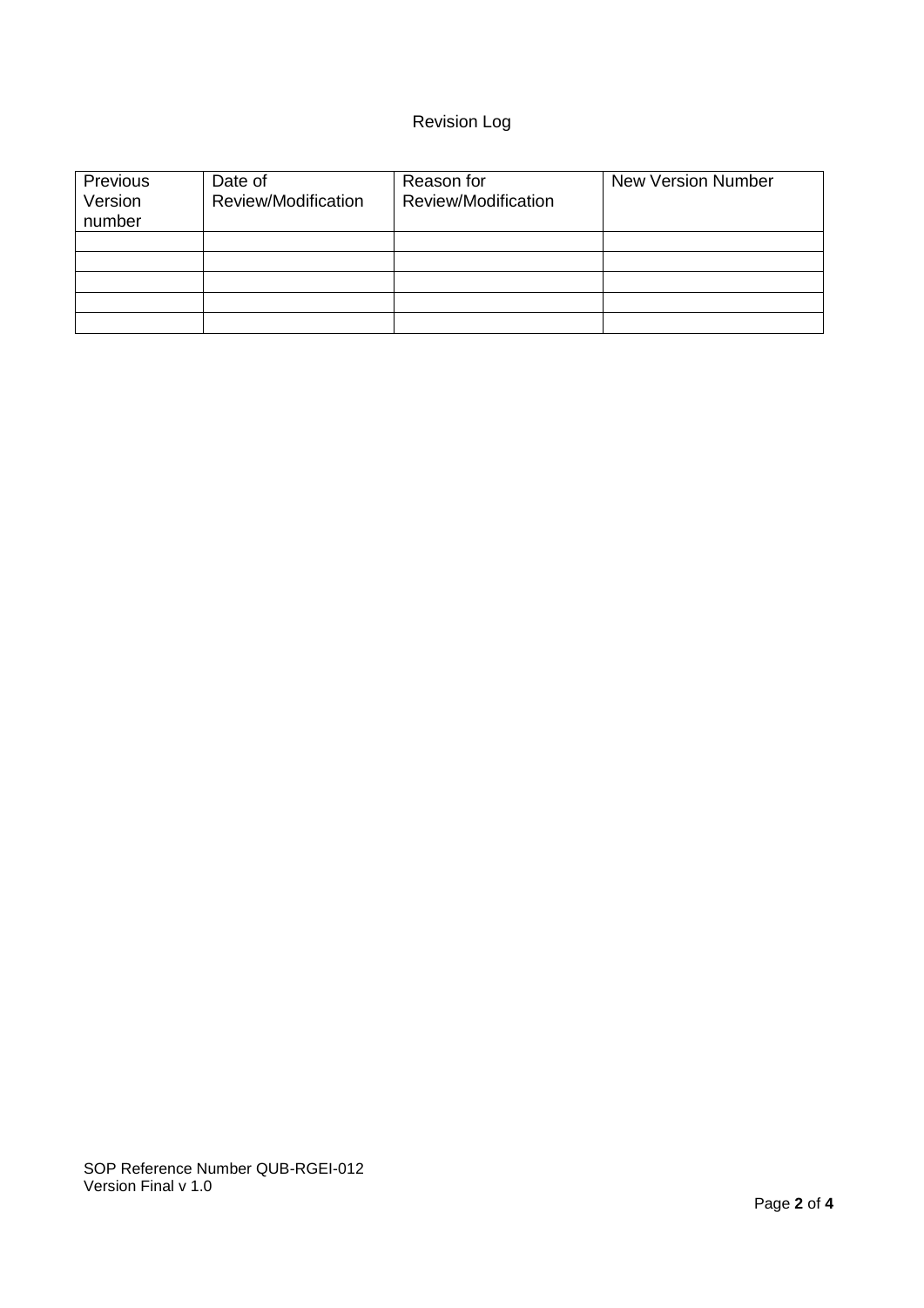Revision Log

| Previous Version number | Date of Review/Modification | Reason for Review/Modification | New Version Number |
|---|---|---|---|
| | | | |
| | | | |
| | | | |
| | | | |
| | | | |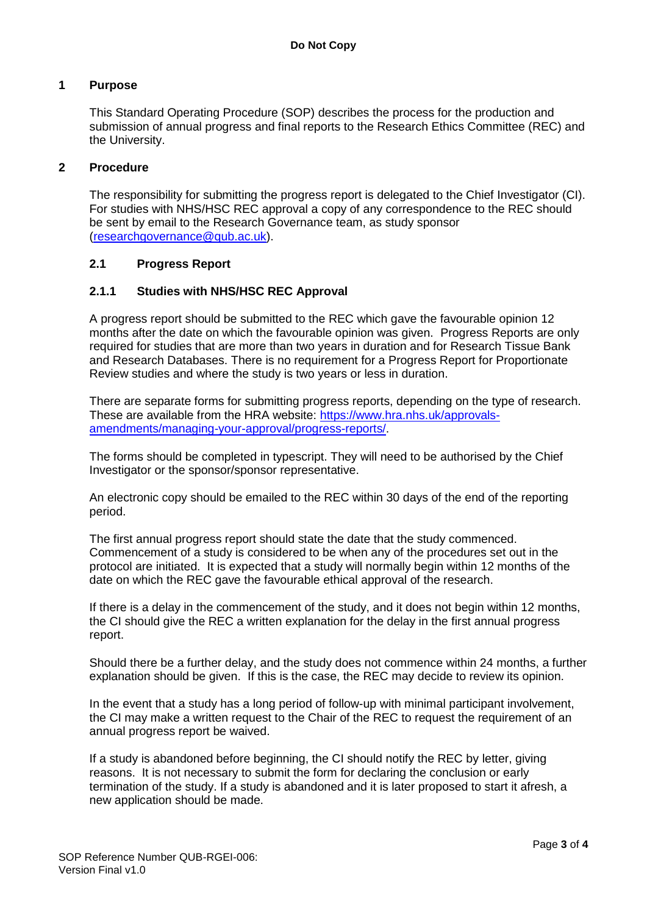**Do Not Copy**

## 1 Purpose

This Standard Operating Procedure (SOP) describes the process for the production and submission of annual progress and final reports to the Research Ethics Committee (REC) and the University.

## 2 Procedure

The responsibility for submitting the progress report is delegated to the Chief Investigator (CI). For studies with NHS/HSC REC approval a copy of any correspondence to the REC should be sent by email to the Research Governance team, as study sponsor (researchgovernance@qub.ac.uk).

### 2.1 Progress Report

#### 2.1.1 Studies with NHS/HSC REC Approval

A progress report should be submitted to the REC which gave the favourable opinion 12 months after the date on which the favourable opinion was given. Progress Reports are only required for studies that are more than two years in duration and for Research Tissue Bank and Research Databases. There is no requirement for a Progress Report for Proportionate Review studies and where the study is two years or less in duration.

There are separate forms for submitting progress reports, depending on the type of research. These are available from the HRA website: https://www.hra.nhs.uk/approvals-amendments/managing-your-approval/progress-reports/.

The forms should be completed in typescript. They will need to be authorised by the Chief Investigator or the sponsor/sponsor representative.

An electronic copy should be emailed to the REC within 30 days of the end of the reporting period.

The first annual progress report should state the date that the study commenced. Commencement of a study is considered to be when any of the procedures set out in the protocol are initiated. It is expected that a study will normally begin within 12 months of the date on which the REC gave the favourable ethical approval of the research.

If there is a delay in the commencement of the study, and it does not begin within 12 months, the CI should give the REC a written explanation for the delay in the first annual progress report.

Should there be a further delay, and the study does not commence within 24 months, a further explanation should be given. If this is the case, the REC may decide to review its opinion.

In the event that a study has a long period of follow-up with minimal participant involvement, the CI may make a written request to the Chair of the REC to request the requirement of an annual progress report be waived.

If a study is abandoned before beginning, the CI should notify the REC by letter, giving reasons. It is not necessary to submit the form for declaring the conclusion or early termination of the study. If a study is abandoned and it is later proposed to start it afresh, a new application should be made.

SOP Reference Number QUB-RGEI-006:
Version Final v1.0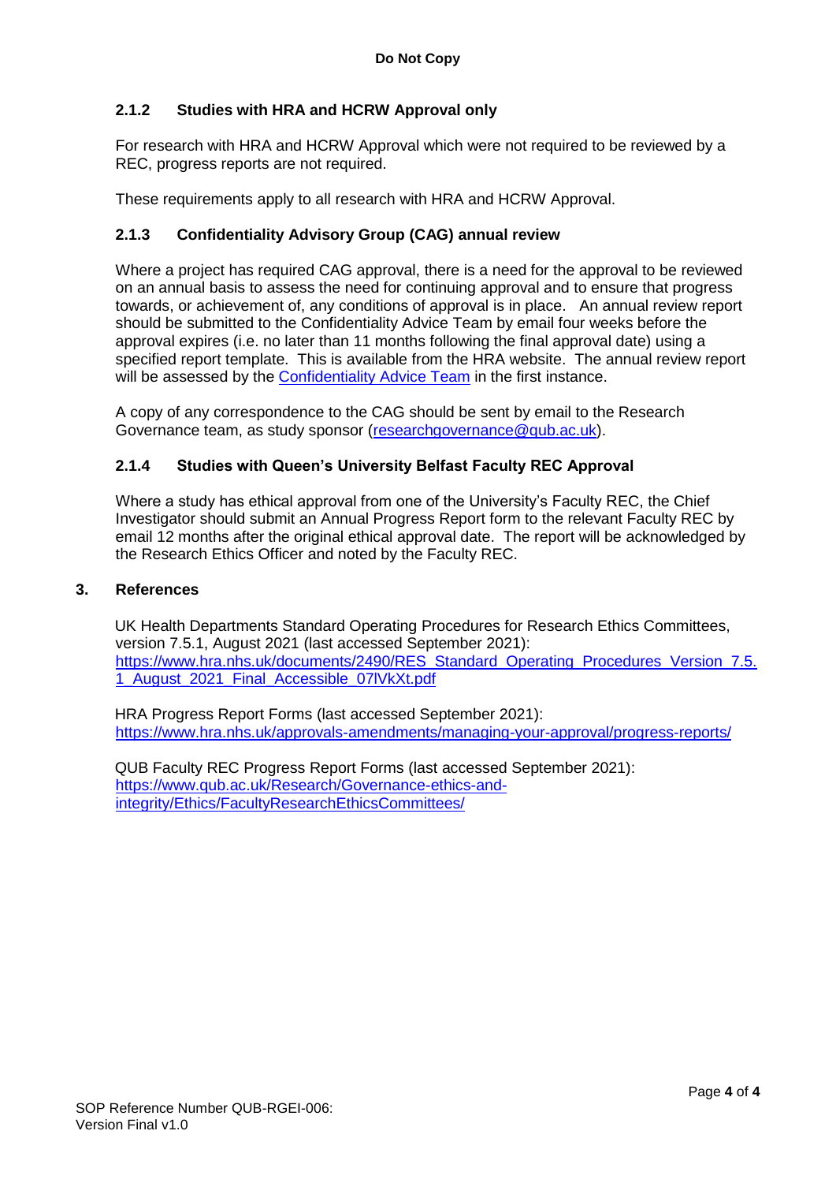### 2.1.2 Studies with HRA and HCRW Approval only

For research with HRA and HCRW Approval which were not required to be reviewed by a REC, progress reports are not required.

These requirements apply to all research with HRA and HCRW Approval.

### 2.1.3 Confidentiality Advisory Group (CAG) annual review

Where a project has required CAG approval, there is a need for the approval to be reviewed on an annual basis to assess the need for continuing approval and to ensure that progress towards, or achievement of, any conditions of approval is in place. An annual review report should be submitted to the Confidentiality Advice Team by email four weeks before the approval expires (i.e. no later than 11 months following the final approval date) using a specified report template. This is available from the HRA website. The annual review report will be assessed by the Confidentiality Advice Team in the first instance.

A copy of any correspondence to the CAG should be sent by email to the Research Governance team, as study sponsor (researchgovernance@qub.ac.uk).

### 2.1.4 Studies with Queen's University Belfast Faculty REC Approval

Where a study has ethical approval from one of the University's Faculty REC, the Chief Investigator should submit an Annual Progress Report form to the relevant Faculty REC by email 12 months after the original ethical approval date. The report will be acknowledged by the Research Ethics Officer and noted by the Faculty REC.

## 3. References

UK Health Departments Standard Operating Procedures for Research Ethics Committees, version 7.5.1, August 2021 (last accessed September 2021):
https://www.hra.nhs.uk/documents/2490/RES_Standard_Operating_Procedures_Version_7.5.1_August_2021_Final_Accessible_07lVkXt.pdf

HRA Progress Report Forms (last accessed September 2021):
https://www.hra.nhs.uk/approvals-amendments/managing-your-approval/progress-reports/

QUB Faculty REC Progress Report Forms (last accessed September 2021):
https://www.qub.ac.uk/Research/Governance-ethics-and-integrity/Ethics/FacultyResearchEthicsCommittees/